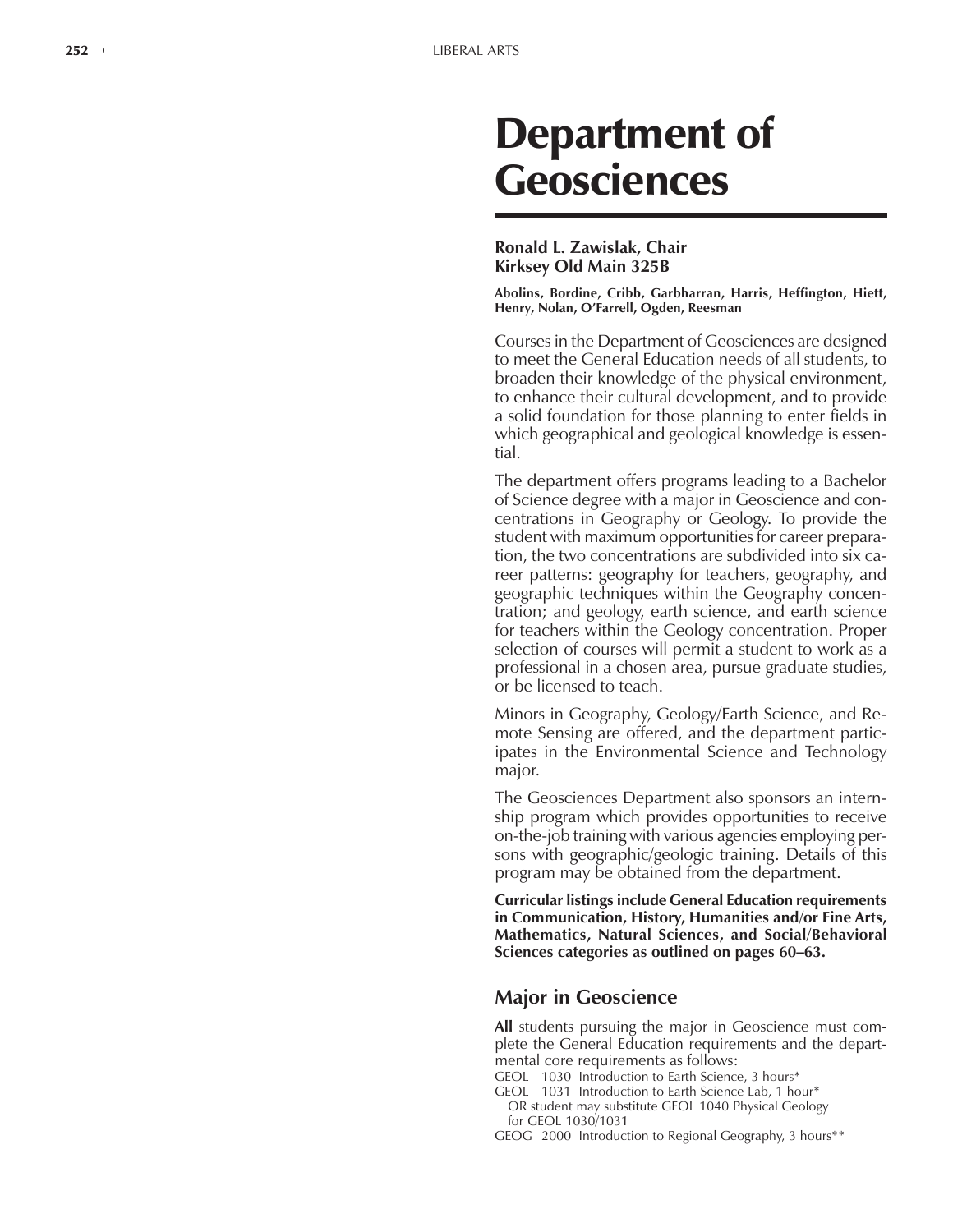# Department of Geosciences

**Ronald L. Zawislak, Chair**
**Kirksey Old Main 325B**

**Abolins, Bordine, Cribb, Garbharran, Harris, Heffington, Hiett, Henry, Nolan, O'Farrell, Ogden, Reesman**

Courses in the Department of Geosciences are designed to meet the General Education needs of all students, to broaden their knowledge of the physical environment, to enhance their cultural development, and to provide a solid foundation for those planning to enter fields in which geographical and geological knowledge is essential.

The department offers programs leading to a Bachelor of Science degree with a major in Geoscience and concentrations in Geography or Geology. To provide the student with maximum opportunities for career preparation, the two concentrations are subdivided into six career patterns: geography for teachers, geography, and geographic techniques within the Geography concentration; and geology, earth science, and earth science for teachers within the Geology concentration. Proper selection of courses will permit a student to work as a professional in a chosen area, pursue graduate studies, or be licensed to teach.

Minors in Geography, Geology/Earth Science, and Remote Sensing are offered, and the department participates in the Environmental Science and Technology major.

The Geosciences Department also sponsors an internship program which provides opportunities to receive on-the-job training with various agencies employing persons with geographic/geologic training. Details of this program may be obtained from the department.

**Curricular listings include General Education requirements in Communication, History, Humanities and/or Fine Arts, Mathematics, Natural Sciences, and Social/Behavioral Sciences categories as outlined on pages 60–63.**

## Major in Geoscience

**All** students pursuing the major in Geoscience must complete the General Education requirements and the departmental core requirements as follows:

GEOL 1030 Introduction to Earth Science, 3 hours*
GEOL 1031 Introduction to Earth Science Lab, 1 hour*
OR student may substitute GEOL 1040 Physical Geology for GEOL 1030/1031
GEOG 2000 Introduction to Regional Geography, 3 hours**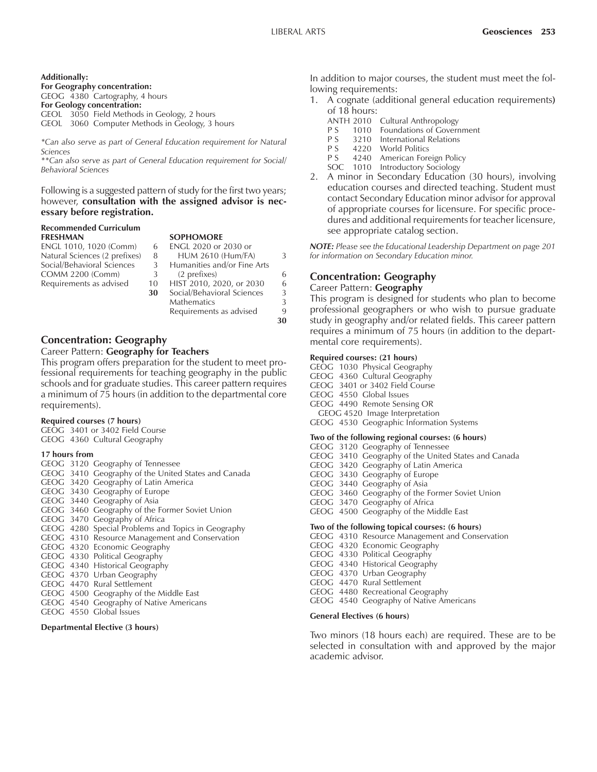**Additionally:**
**For Geography concentration:**
GEOG 4380 Cartography, 4 hours
**For Geology concentration:**
GEOL 3050 Field Methods in Geology, 2 hours
GEOL 3060 Computer Methods in Geology, 3 hours

*\*Can also serve as part of General Education requirement for Natural Sciences*
*\*\*Can also serve as part of General Education requirement for Social/Behavioral Sciences*

Following is a suggested pattern of study for the first two years; however, **consultation with the assigned advisor is necessary before registration.**

**Recommended Curriculum**

| FRESHMAN | | SOPHOMORE | |
|---|---|---|---|
| ENGL 1010, 1020 (Comm) | 6 | ENGL 2020 or 2030 or HUM 2610 (Hum/FA) | 3 |
| Natural Sciences (2 prefixes) | 8 | Humanities and/or Fine Arts (2 prefixes) | 6 |
| Social/Behavioral Sciences | 3 | HIST 2010, 2020, or 2030 | 6 |
| COMM 2200 (Comm) | 3 | Social/Behavioral Sciences | 3 |
| Requirements as advised | 10 | Mathematics | 3 |
| | **30** | Requirements as advised | 9 |
| | | | **30** |

## Concentration: Geography

Career Pattern: **Geography for Teachers**

This program offers preparation for the student to meet professional requirements for teaching geography in the public schools and for graduate studies. This career pattern requires a minimum of 75 hours (in addition to the departmental core requirements).

**Required courses (7 hours)**
GEOG 3401 or 3402 Field Course
GEOG 4360 Cultural Geography

**17 hours from**
GEOG 3120 Geography of Tennessee
GEOG 3410 Geography of the United States and Canada
GEOG 3420 Geography of Latin America
GEOG 3430 Geography of Europe
GEOG 3440 Geography of Asia
GEOG 3460 Geography of the Former Soviet Union
GEOG 3470 Geography of Africa
GEOG 4280 Special Problems and Topics in Geography
GEOG 4310 Resource Management and Conservation
GEOG 4320 Economic Geography
GEOG 4330 Political Geography
GEOG 4340 Historical Geography
GEOG 4370 Urban Geography
GEOG 4470 Rural Settlement
GEOG 4500 Geography of the Middle East
GEOG 4540 Geography of Native Americans
GEOG 4550 Global Issues

**Departmental Elective (3 hours)**

In addition to major courses, the student must meet the following requirements:

1. A cognate (additional general education requirements) of 18 hours:
   ANTH 2010 Cultural Anthropology
   P S 1010 Foundations of Government
   P S 3210 International Relations
   P S 4220 World Politics
   P S 4240 American Foreign Policy
   SOC 1010 Introductory Sociology
2. A minor in Secondary Education (30 hours), involving education courses and directed teaching. Student must contact Secondary Education minor advisor for approval of appropriate courses for licensure. For specific procedures and additional requirements for teacher licensure, see appropriate catalog section.

***NOTE:** Please see the Educational Leadership Department on page 201 for information on Secondary Education minor.*

## Concentration: Geography

Career Pattern: **Geography**

This program is designed for students who plan to become professional geographers or who wish to pursue graduate study in geography and/or related fields. This career pattern requires a minimum of 75 hours (in addition to the departmental core requirements).

**Required courses: (21 hours)**
GEOG 1030 Physical Geography
GEOG 4360 Cultural Geography
GEOG 3401 or 3402 Field Course
GEOG 4550 Global Issues
GEOG 4490 Remote Sensing OR
GEOG 4520 Image Interpretation
GEOG 4530 Geographic Information Systems

**Two of the following regional courses: (6 hours)**
GEOG 3120 Geography of Tennessee
GEOG 3410 Geography of the United States and Canada
GEOG 3420 Geography of Latin America
GEOG 3430 Geography of Europe
GEOG 3440 Geography of Asia
GEOG 3460 Geography of the Former Soviet Union
GEOG 3470 Geography of Africa
GEOG 4500 Geography of the Middle East

**Two of the following topical courses: (6 hours)**
GEOG 4310 Resource Management and Conservation
GEOG 4320 Economic Geography
GEOG 4330 Political Geography
GEOG 4340 Historical Geography
GEOG 4370 Urban Geography
GEOG 4470 Rural Settlement
GEOG 4480 Recreational Geography
GEOG 4540 Geography of Native Americans

**General Electives (6 hours)**

Two minors (18 hours each) are required. These are to be selected in consultation with and approved by the major academic advisor.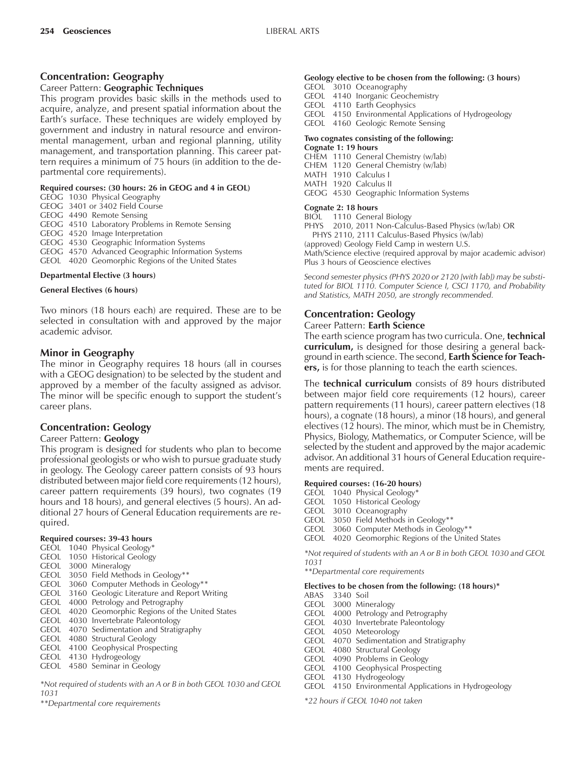## Concentration: Geography

Career Pattern: **Geographic Techniques**

This program provides basic skills in the methods used to acquire, analyze, and present spatial information about the Earth's surface. These techniques are widely employed by government and industry in natural resource and environmental management, urban and regional planning, utility management, and transportation planning. This career pattern requires a minimum of 75 hours (in addition to the departmental core requirements).

**Required courses: (30 hours: 26 in GEOG and 4 in GEOL)**

GEOG 1030 Physical Geography
GEOG 3401 or 3402 Field Course
GEOG 4490 Remote Sensing
GEOG 4510 Laboratory Problems in Remote Sensing
GEOG 4520 Image Interpretation
GEOG 4530 Geographic Information Systems
GEOG 4570 Advanced Geographic Information Systems
GEOL 4020 Geomorphic Regions of the United States

**Departmental Elective (3 hours)**

**General Electives (6 hours)**

Two minors (18 hours each) are required. These are to be selected in consultation with and approved by the major academic advisor.

## Minor in Geography

The minor in Geography requires 18 hours (all in courses with a GEOG designation) to be selected by the student and approved by a member of the faculty assigned as advisor. The minor will be specific enough to support the student's career plans.

## Concentration: Geology

Career Pattern: **Geology**

This program is designed for students who plan to become professional geologists or who wish to pursue graduate study in geology. The Geology career pattern consists of 93 hours distributed between major field core requirements (12 hours), career pattern requirements (39 hours), two cognates (19 hours and 18 hours), and general electives (5 hours). An additional 27 hours of General Education requirements are required.

**Required courses: 39-43 hours**

GEOL 1040 Physical Geology*
GEOL 1050 Historical Geology
GEOL 3000 Mineralogy
GEOL 3050 Field Methods in Geology**
GEOL 3060 Computer Methods in Geology**
GEOL 3160 Geologic Literature and Report Writing
GEOL 4000 Petrology and Petrography
GEOL 4020 Geomorphic Regions of the United States
GEOL 4030 Invertebrate Paleontology
GEOL 4070 Sedimentation and Stratigraphy
GEOL 4080 Structural Geology
GEOL 4100 Geophysical Prospecting
GEOL 4130 Hydrogeology
GEOL 4580 Seminar in Geology

*\*Not required of students with an A or B in both GEOL 1030 and GEOL 1031*

*\*\*Departmental core requirements*

**Geology elective to be chosen from the following: (3 hours)**

GEOL 3010 Oceanography
GEOL 4140 Inorganic Geochemistry
GEOL 4110 Earth Geophysics
GEOL 4150 Environmental Applications of Hydrogeology
GEOL 4160 Geologic Remote Sensing

**Two cognates consisting of the following:**

**Cognate 1: 19 hours**

CHEM 1110 General Chemistry (w/lab)
CHEM 1120 General Chemistry (w/lab)
MATH 1910 Calculus I
MATH 1920 Calculus II
GEOG 4530 Geographic Information Systems

**Cognate 2: 18 hours**

BIOL 1110 General Biology
PHYS 2010, 2011 Non-Calculus-Based Physics (w/lab) OR
PHYS 2110, 2111 Calculus-Based Physics (w/lab)
(approved) Geology Field Camp in western U.S.
Math/Science elective (required approval by major academic advisor)
Plus 3 hours of Geoscience electives

*Second semester physics (PHYS 2020 or 2120 [with lab]) may be substituted for BIOL 1110. Computer Science I, CSCI 1170, and Probability and Statistics, MATH 2050, are strongly recommended.*

## Concentration: Geology

Career Pattern: **Earth Science**

The earth science program has two curricula. One, **technical curriculum,** is designed for those desiring a general background in earth science. The second, **Earth Science for Teachers,** is for those planning to teach the earth sciences.

The **technical curriculum** consists of 89 hours distributed between major field core requirements (12 hours), career pattern requirements (11 hours), career pattern electives (18 hours), a cognate (18 hours), a minor (18 hours), and general electives (12 hours). The minor, which must be in Chemistry, Physics, Biology, Mathematics, or Computer Science, will be selected by the student and approved by the major academic advisor. An additional 31 hours of General Education requirements are required.

**Required courses: (16-20 hours)**

GEOL 1040 Physical Geology*
GEOL 1050 Historical Geology
GEOL 3010 Oceanography
GEOL 3050 Field Methods in Geology**
GEOL 3060 Computer Methods in Geology**
GEOL 4020 Geomorphic Regions of the United States

*\*Not required of students with an A or B in both GEOL 1030 and GEOL 1031*

*\*\*Departmental core requirements*

**Electives to be chosen from the following: (18 hours)***

ABAS 3340 Soil
GEOL 3000 Mineralogy
GEOL 4000 Petrology and Petrography
GEOL 4030 Invertebrate Paleontology
GEOL 4050 Meteorology
GEOL 4070 Sedimentation and Stratigraphy
GEOL 4080 Structural Geology
GEOL 4090 Problems in Geology
GEOL 4100 Geophysical Prospecting
GEOL 4130 Hydrogeology
GEOL 4150 Environmental Applications in Hydrogeology

*\*22 hours if GEOL 1040 not taken*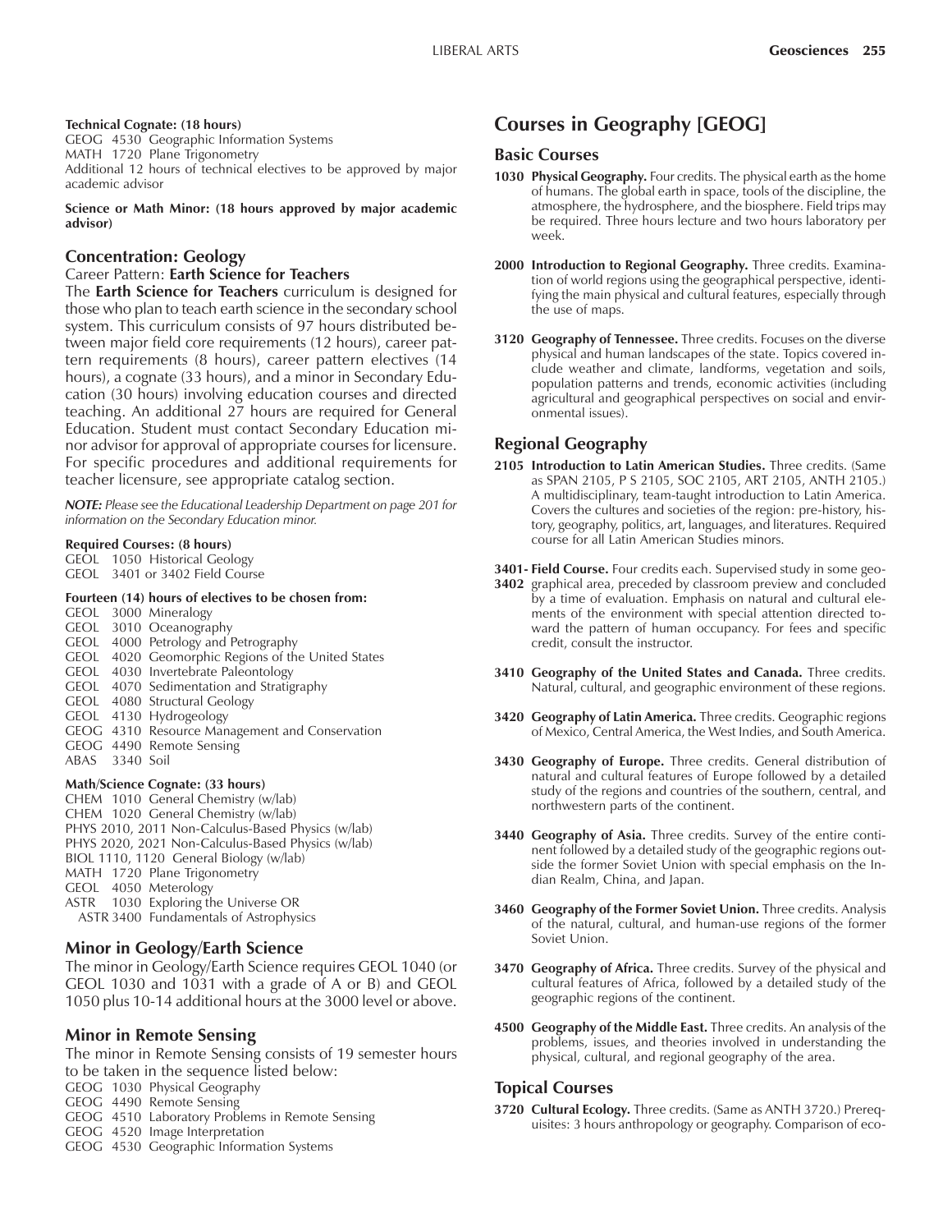**Technical Cognate: (18 hours)**
GEOG 4530 Geographic Information Systems
MATH 1720 Plane Trigonometry
Additional 12 hours of technical electives to be approved by major academic advisor

**Science or Math Minor: (18 hours approved by major academic advisor)**

## Concentration: Geology

Career Pattern: **Earth Science for Teachers**

The **Earth Science for Teachers** curriculum is designed for those who plan to teach earth science in the secondary school system. This curriculum consists of 97 hours distributed between major field core requirements (12 hours), career pattern requirements (8 hours), career pattern electives (14 hours), a cognate (33 hours), and a minor in Secondary Education (30 hours) involving education courses and directed teaching. An additional 27 hours are required for General Education. Student must contact Secondary Education minor advisor for approval of appropriate courses for licensure. For specific procedures and additional requirements for teacher licensure, see appropriate catalog section.

***NOTE:*** *Please see the Educational Leadership Department on page 201 for information on the Secondary Education minor.*

**Required Courses: (8 hours)**
GEOL 1050 Historical Geology
GEOL 3401 or 3402 Field Course

**Fourteen (14) hours of electives to be chosen from:**
GEOL 3000 Mineralogy
GEOL 3010 Oceanography
GEOL 4000 Petrology and Petrography
GEOL 4020 Geomorphic Regions of the United States
GEOL 4030 Invertebrate Paleontology
GEOL 4070 Sedimentation and Stratigraphy
GEOL 4080 Structural Geology
GEOL 4130 Hydrogeology
GEOG 4310 Resource Management and Conservation
GEOG 4490 Remote Sensing
ABAS 3340 Soil

**Math/Science Cognate: (33 hours)**
CHEM 1010 General Chemistry (w/lab)
CHEM 1020 General Chemistry (w/lab)
PHYS 2010, 2011 Non-Calculus-Based Physics (w/lab)
PHYS 2020, 2021 Non-Calculus-Based Physics (w/lab)
BIOL 1110, 1120 General Biology (w/lab)
MATH 1720 Plane Trigonometry
GEOL 4050 Meterology
ASTR 1030 Exploring the Universe OR
ASTR 3400 Fundamentals of Astrophysics

## Minor in Geology/Earth Science

The minor in Geology/Earth Science requires GEOL 1040 (or GEOL 1030 and 1031 with a grade of A or B) and GEOL 1050 plus 10-14 additional hours at the 3000 level or above.

## Minor in Remote Sensing

The minor in Remote Sensing consists of 19 semester hours to be taken in the sequence listed below:
GEOG 1030 Physical Geography
GEOG 4490 Remote Sensing
GEOG 4510 Laboratory Problems in Remote Sensing
GEOG 4520 Image Interpretation
GEOG 4530 Geographic Information Systems

# Courses in Geography [GEOG]

## Basic Courses

**1030 Physical Geography.** Four credits. The physical earth as the home of humans. The global earth in space, tools of the discipline, the atmosphere, the hydrosphere, and the biosphere. Field trips may be required. Three hours lecture and two hours laboratory per week.

**2000 Introduction to Regional Geography.** Three credits. Examination of world regions using the geographical perspective, identifying the main physical and cultural features, especially through the use of maps.

**3120 Geography of Tennessee.** Three credits. Focuses on the diverse physical and human landscapes of the state. Topics covered include weather and climate, landforms, vegetation and soils, population patterns and trends, economic activities (including agricultural and geographical perspectives on social and environmental issues).

## Regional Geography

**2105 Introduction to Latin American Studies.** Three credits. (Same as SPAN 2105, P S 2105, SOC 2105, ART 2105, ANTH 2105.) A multidisciplinary, team-taught introduction to Latin America. Covers the cultures and societies of the region: pre-history, history, geography, politics, art, languages, and literatures. Required course for all Latin American Studies minors.

**3401-3402 Field Course.** Four credits each. Supervised study in some geographical area, preceded by classroom preview and concluded by a time of evaluation. Emphasis on natural and cultural elements of the environment with special attention directed toward the pattern of human occupancy. For fees and specific credit, consult the instructor.

**3410 Geography of the United States and Canada.** Three credits. Natural, cultural, and geographic environment of these regions.

**3420 Geography of Latin America.** Three credits. Geographic regions of Mexico, Central America, the West Indies, and South America.

**3430 Geography of Europe.** Three credits. General distribution of natural and cultural features of Europe followed by a detailed study of the regions and countries of the southern, central, and northwestern parts of the continent.

**3440 Geography of Asia.** Three credits. Survey of the entire continent followed by a detailed study of the geographic regions outside the former Soviet Union with special emphasis on the Indian Realm, China, and Japan.

**3460 Geography of the Former Soviet Union.** Three credits. Analysis of the natural, cultural, and human-use regions of the former Soviet Union.

**3470 Geography of Africa.** Three credits. Survey of the physical and cultural features of Africa, followed by a detailed study of the geographic regions of the continent.

**4500 Geography of the Middle East.** Three credits. An analysis of the problems, issues, and theories involved in understanding the physical, cultural, and regional geography of the area.

## Topical Courses

**3720 Cultural Ecology.** Three credits. (Same as ANTH 3720.) Prerequisites: 3 hours anthropology or geography. Comparison of eco-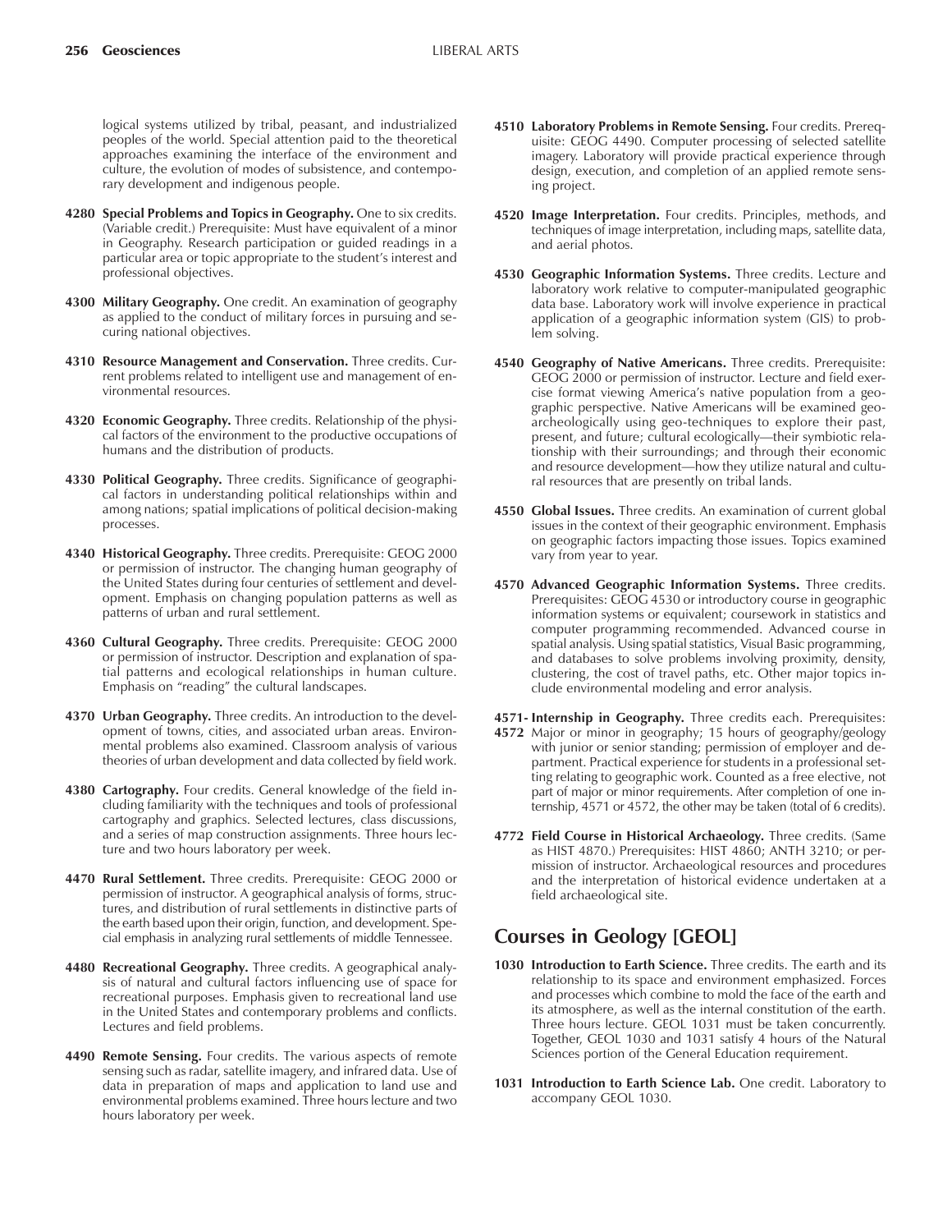logical systems utilized by tribal, peasant, and industrialized peoples of the world. Special attention paid to the theoretical approaches examining the interface of the environment and culture, the evolution of modes of subsistence, and contemporary development and indigenous people.

**4280 Special Problems and Topics in Geography.** One to six credits. (Variable credit.) Prerequisite: Must have equivalent of a minor in Geography. Research participation or guided readings in a particular area or topic appropriate to the student's interest and professional objectives.

**4300 Military Geography.** One credit. An examination of geography as applied to the conduct of military forces in pursuing and securing national objectives.

**4310 Resource Management and Conservation.** Three credits. Current problems related to intelligent use and management of environmental resources.

**4320 Economic Geography.** Three credits. Relationship of the physical factors of the environment to the productive occupations of humans and the distribution of products.

**4330 Political Geography.** Three credits. Significance of geographical factors in understanding political relationships within and among nations; spatial implications of political decision-making processes.

**4340 Historical Geography.** Three credits. Prerequisite: GEOG 2000 or permission of instructor. The changing human geography of the United States during four centuries of settlement and development. Emphasis on changing population patterns as well as patterns of urban and rural settlement.

**4360 Cultural Geography.** Three credits. Prerequisite: GEOG 2000 or permission of instructor. Description and explanation of spatial patterns and ecological relationships in human culture. Emphasis on "reading" the cultural landscapes.

**4370 Urban Geography.** Three credits. An introduction to the development of towns, cities, and associated urban areas. Environmental problems also examined. Classroom analysis of various theories of urban development and data collected by field work.

**4380 Cartography.** Four credits. General knowledge of the field including familiarity with the techniques and tools of professional cartography and graphics. Selected lectures, class discussions, and a series of map construction assignments. Three hours lecture and two hours laboratory per week.

**4470 Rural Settlement.** Three credits. Prerequisite: GEOG 2000 or permission of instructor. A geographical analysis of forms, structures, and distribution of rural settlements in distinctive parts of the earth based upon their origin, function, and development. Special emphasis in analyzing rural settlements of middle Tennessee.

**4480 Recreational Geography.** Three credits. A geographical analysis of natural and cultural factors influencing use of space for recreational purposes. Emphasis given to recreational land use in the United States and contemporary problems and conflicts. Lectures and field problems.

**4490 Remote Sensing.** Four credits. The various aspects of remote sensing such as radar, satellite imagery, and infrared data. Use of data in preparation of maps and application to land use and environmental problems examined. Three hours lecture and two hours laboratory per week.

**4510 Laboratory Problems in Remote Sensing.** Four credits. Prerequisite: GEOG 4490. Computer processing of selected satellite imagery. Laboratory will provide practical experience through design, execution, and completion of an applied remote sensing project.

**4520 Image Interpretation.** Four credits. Principles, methods, and techniques of image interpretation, including maps, satellite data, and aerial photos.

**4530 Geographic Information Systems.** Three credits. Lecture and laboratory work relative to computer-manipulated geographic data base. Laboratory work will involve experience in practical application of a geographic information system (GIS) to problem solving.

**4540 Geography of Native Americans.** Three credits. Prerequisite: GEOG 2000 or permission of instructor. Lecture and field exercise format viewing America's native population from a geographic perspective. Native Americans will be examined geoarcheologically using geo-techniques to explore their past, present, and future; cultural ecologically—their symbiotic relationship with their surroundings; and through their economic and resource development—how they utilize natural and cultural resources that are presently on tribal lands.

**4550 Global Issues.** Three credits. An examination of current global issues in the context of their geographic environment. Emphasis on geographic factors impacting those issues. Topics examined vary from year to year.

**4570 Advanced Geographic Information Systems.** Three credits. Prerequisites: GEOG 4530 or introductory course in geographic information systems or equivalent; coursework in statistics and computer programming recommended. Advanced course in spatial analysis. Using spatial statistics, Visual Basic programming, and databases to solve problems involving proximity, density, clustering, the cost of travel paths, etc. Other major topics include environmental modeling and error analysis.

**4571-4572 Internship in Geography.** Three credits each. Prerequisites: Major or minor in geography; 15 hours of geography/geology with junior or senior standing; permission of employer and department. Practical experience for students in a professional setting relating to geographic work. Counted as a free elective, not part of major or minor requirements. After completion of one internship, 4571 or 4572, the other may be taken (total of 6 credits).

**4772 Field Course in Historical Archaeology.** Three credits. (Same as HIST 4870.) Prerequisites: HIST 4860; ANTH 3210; or permission of instructor. Archaeological resources and procedures and the interpretation of historical evidence undertaken at a field archaeological site.

## Courses in Geology [GEOL]

**1030 Introduction to Earth Science.** Three credits. The earth and its relationship to its space and environment emphasized. Forces and processes which combine to mold the face of the earth and its atmosphere, as well as the internal constitution of the earth. Three hours lecture. GEOL 1031 must be taken concurrently. Together, GEOL 1030 and 1031 satisfy 4 hours of the Natural Sciences portion of the General Education requirement.

**1031 Introduction to Earth Science Lab.** One credit. Laboratory to accompany GEOL 1030.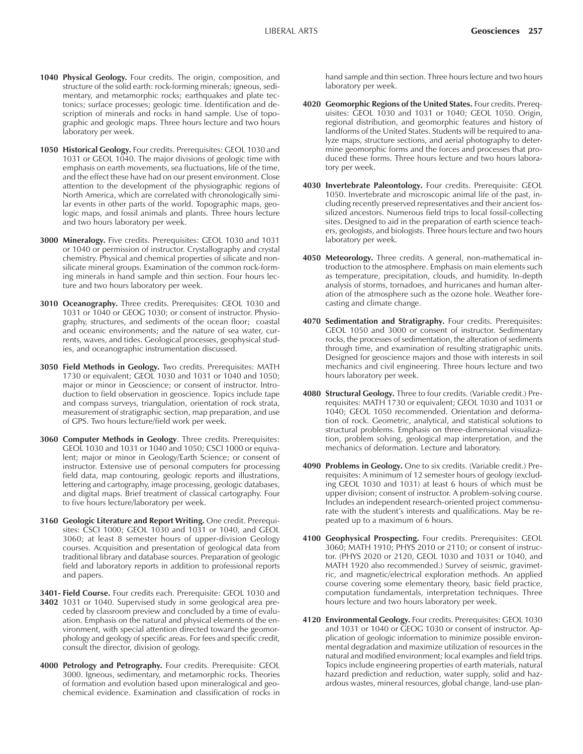**1040 Physical Geology.** Four credits. The origin, composition, and structure of the solid earth: rock-forming minerals; igneous, sedimentary, and metamorphic rocks; earthquakes and plate tectonics; surface processes; geologic time. Identification and description of minerals and rocks in hand sample. Use of topographic and geologic maps. Three hours lecture and two hours laboratory per week.

**1050 Historical Geology.** Four credits. Prerequisites: GEOL 1030 and 1031 or GEOL 1040. The major divisions of geologic time with emphasis on earth movements, sea fluctuations, life of the time, and the effect these have had on our present environment. Close attention to the development of the physiographic regions of North America, which are correlated with chronologically similar events in other parts of the world. Topographic maps, geologic maps, and fossil animals and plants. Three hours lecture and two hours laboratory per week.

**3000 Mineralogy.** Five credits. Prerequisites: GEOL 1030 and 1031 or 1040 or permission of instructor. Crystallography and crystal chemistry. Physical and chemical properties of silicate and nonsilicate mineral groups. Examination of the common rock-forming minerals in hand sample and thin section. Four hours lecture and two hours laboratory per week.

**3010 Oceanography.** Three credits. Prerequisites: GEOL 1030 and 1031 or 1040 or GEOG 1030; or consent of instructor. Physiography, structures, and sediments of the ocean floor; coastal and oceanic environments; and the nature of sea water, currents, waves, and tides. Geological processes, geophysical studies, and oceanographic instrumentation discussed.

**3050 Field Methods in Geology.** Two credits. Prerequisites: MATH 1730 or equivalent; GEOL 1030 and 1031 or 1040 and 1050; major or minor in Geoscience; or consent of instructor. Introduction to field observation in geoscience. Topics include tape and compass surveys, triangulation, orientation of rock strata, measurement of stratigraphic section, map preparation, and use of GPS. Two hours lecture/field work per week.

**3060 Computer Methods in Geology**. Three credits. Prerequisites: GEOL 1030 and 1031 or 1040 and 1050; CSCI 1000 or equivalent; major or minor in Geology/Earth Science; or consent of instructor. Extensive use of personal computers for processing field data, map contouring, geologic reports and illustrations, lettering and cartography, image processing, geologic databases, and digital maps. Brief treatment of classical cartography. Four to five hours lecture/laboratory per week.

**3160 Geologic Literature and Report Writing.** One credit. Prerequisites: CSCI 1000; GEOL 1030 and 1031 or 1040, and GEOL 3060; at least 8 semester hours of upper-division Geology courses. Acquisition and presentation of geological data from traditional library and database sources. Preparation of geologic field and laboratory reports in addition to professional reports and papers.

**3401-3402 Field Course.** Four credits each. Prerequisite: GEOL 1030 and 1031 or 1040. Supervised study in some geological area preceded by classroom preview and concluded by a time of evaluation. Emphasis on the natural and physical elements of the environment, with special attention directed toward the geomorphology and geology of specific areas. For fees and specific credit, consult the director, division of geology.

**4000 Petrology and Petrography.** Four credits. Prerequisite: GEOL 3000. Igneous, sedimentary, and metamorphic rocks. Theories of formation and evolution based upon mineralogical and geochemical evidence. Examination and classification of rocks in hand sample and thin section. Three hours lecture and two hours laboratory per week.

**4020 Geomorphic Regions of the United States.** Four credits. Prerequisites: GEOL 1030 and 1031 or 1040; GEOL 1050. Origin, regional distribution, and geomorphic features and history of landforms of the United States. Students will be required to analyze maps, structure sections, and aerial photography to determine geomorphic forms and the forces and processes that produced these forms. Three hours lecture and two hours laboratory per week.

**4030 Invertebrate Paleontology.** Four credits. Prerequisite: GEOL 1050. Invertebrate and microscopic animal life of the past, including recently preserved representatives and their ancient fossilized ancestors. Numerous field trips to local fossil-collecting sites. Designed to aid in the preparation of earth science teachers, geologists, and biologists. Three hours lecture and two hours laboratory per week.

**4050 Meteorology.** Three credits. A general, non-mathematical introduction to the atmosphere. Emphasis on main elements such as temperature, precipitation, clouds, and humidity. In-depth analysis of storms, tornadoes, and hurricanes and human alteration of the atmosphere such as the ozone hole. Weather forecasting and climate change.

**4070 Sedimentation and Stratigraphy.** Four credits. Prerequisites: GEOL 1050 and 3000 or consent of instructor. Sedimentary rocks, the processes of sedimentation, the alteration of sediments through time, and examination of resulting stratigraphic units. Designed for geoscience majors and those with interests in soil mechanics and civil engineering. Three hours lecture and two hours laboratory per week.

**4080 Structural Geology.** Three to four credits. (Variable credit.) Prerequisites: MATH 1730 or equivalent; GEOL 1030 and 1031 or 1040; GEOL 1050 recommended. Orientation and deformation of rock. Geometric, analytical, and statistical solutions to structural problems. Emphasis on three-dimensional visualization, problem solving, geological map interpretation, and the mechanics of deformation. Lecture and laboratory.

**4090 Problems in Geology.** One to six credits. (Variable credit.) Prerequisites: A minimum of 12 semester hours of geology (excluding GEOL 1030 and 1031) at least 6 hours of which must be upper division; consent of instructor. A problem-solving course. Includes an independent research-oriented project commensurate with the student's interests and qualifications. May be repeated up to a maximum of 6 hours.

**4100 Geophysical Prospecting.** Four credits. Prerequisites: GEOL 3060; MATH 1910; PHYS 2010 or 2110; or consent of instructor. (PHYS 2020 or 2120, GEOL 1030 and 1031 or 1040, and MATH 1920 also recommended.) Survey of seismic, gravimetric, and magnetic/electrical exploration methods. An applied course covering some elementary theory, basic field practice, computation fundamentals, interpretation techniques. Three hours lecture and two hours laboratory per week.

**4120 Environmental Geology.** Four credits. Prerequisites: GEOL 1030 and 1031 or 1040 or GEOG 1030 or consent of instructor. Application of geologic information to minimize possible environmental degradation and maximize utilization of resources in the natural and modified environment; local examples and field trips. Topics include engineering properties of earth materials, natural hazard prediction and reduction, water supply, solid and hazardous wastes, mineral resources, global change, land-use plan-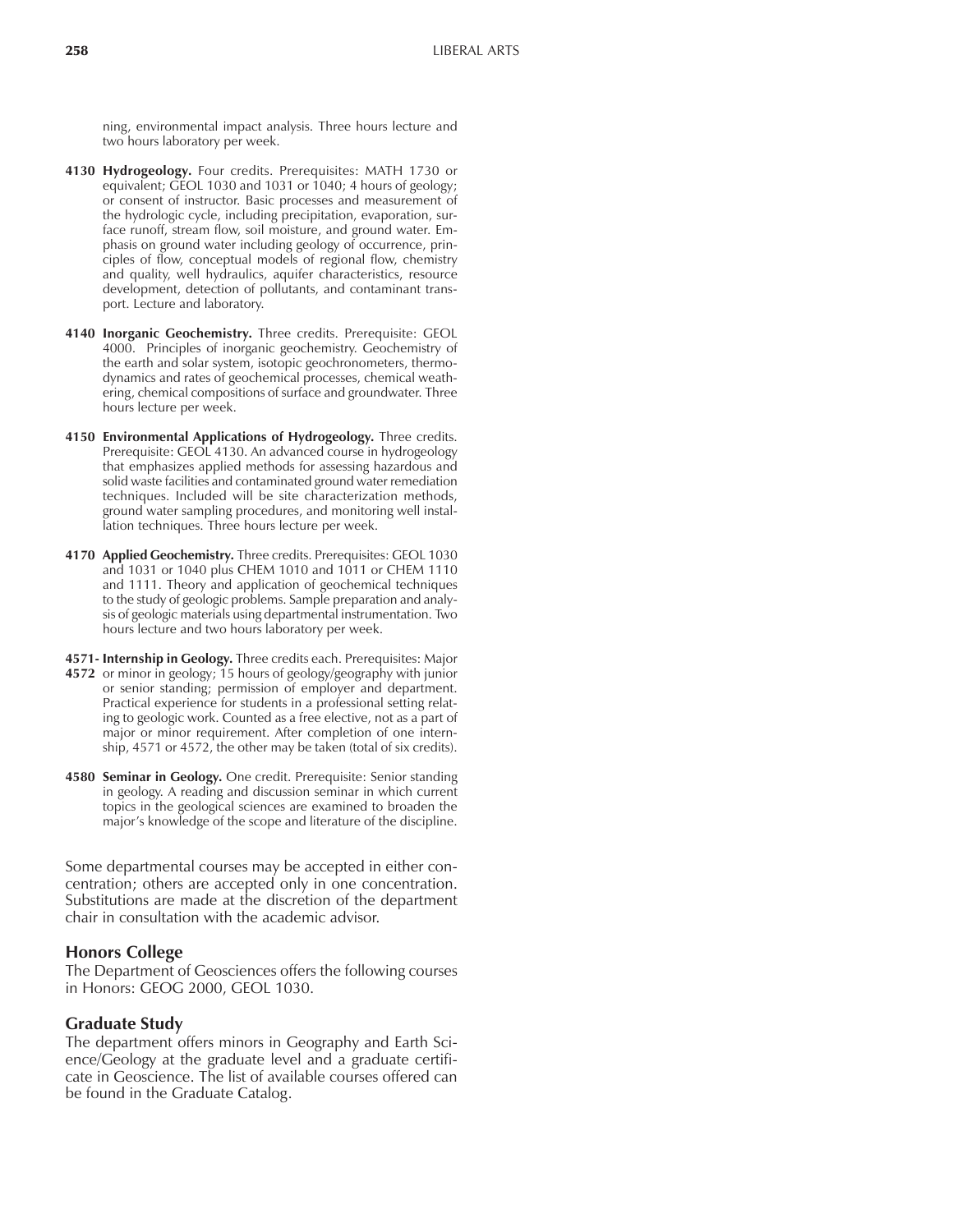ning, environmental impact analysis. Three hours lecture and two hours laboratory per week.

**4130 Hydrogeology.** Four credits. Prerequisites: MATH 1730 or equivalent; GEOL 1030 and 1031 or 1040; 4 hours of geology; or consent of instructor. Basic processes and measurement of the hydrologic cycle, including precipitation, evaporation, surface runoff, stream flow, soil moisture, and ground water. Emphasis on ground water including geology of occurrence, principles of flow, conceptual models of regional flow, chemistry and quality, well hydraulics, aquifer characteristics, resource development, detection of pollutants, and contaminant transport. Lecture and laboratory.

**4140 Inorganic Geochemistry.** Three credits. Prerequisite: GEOL 4000. Principles of inorganic geochemistry. Geochemistry of the earth and solar system, isotopic geochronometers, thermodynamics and rates of geochemical processes, chemical weathering, chemical compositions of surface and groundwater. Three hours lecture per week.

**4150 Environmental Applications of Hydrogeology.** Three credits. Prerequisite: GEOL 4130. An advanced course in hydrogeology that emphasizes applied methods for assessing hazardous and solid waste facilities and contaminated ground water remediation techniques. Included will be site characterization methods, ground water sampling procedures, and monitoring well installation techniques. Three hours lecture per week.

**4170 Applied Geochemistry.** Three credits. Prerequisites: GEOL 1030 and 1031 or 1040 plus CHEM 1010 and 1011 or CHEM 1110 and 1111. Theory and application of geochemical techniques to the study of geologic problems. Sample preparation and analysis of geologic materials using departmental instrumentation. Two hours lecture and two hours laboratory per week.

**4571- 4572 Internship in Geology.** Three credits each. Prerequisites: Major or minor in geology; 15 hours of geology/geography with junior or senior standing; permission of employer and department. Practical experience for students in a professional setting relating to geologic work. Counted as a free elective, not as a part of major or minor requirement. After completion of one internship, 4571 or 4572, the other may be taken (total of six credits).

**4580 Seminar in Geology.** One credit. Prerequisite: Senior standing in geology. A reading and discussion seminar in which current topics in the geological sciences are examined to broaden the major's knowledge of the scope and literature of the discipline.

Some departmental courses may be accepted in either concentration; others are accepted only in one concentration. Substitutions are made at the discretion of the department chair in consultation with the academic advisor.

## Honors College

The Department of Geosciences offers the following courses in Honors: GEOG 2000, GEOL 1030.

## Graduate Study

The department offers minors in Geography and Earth Science/Geology at the graduate level and a graduate certificate in Geoscience. The list of available courses offered can be found in the Graduate Catalog.